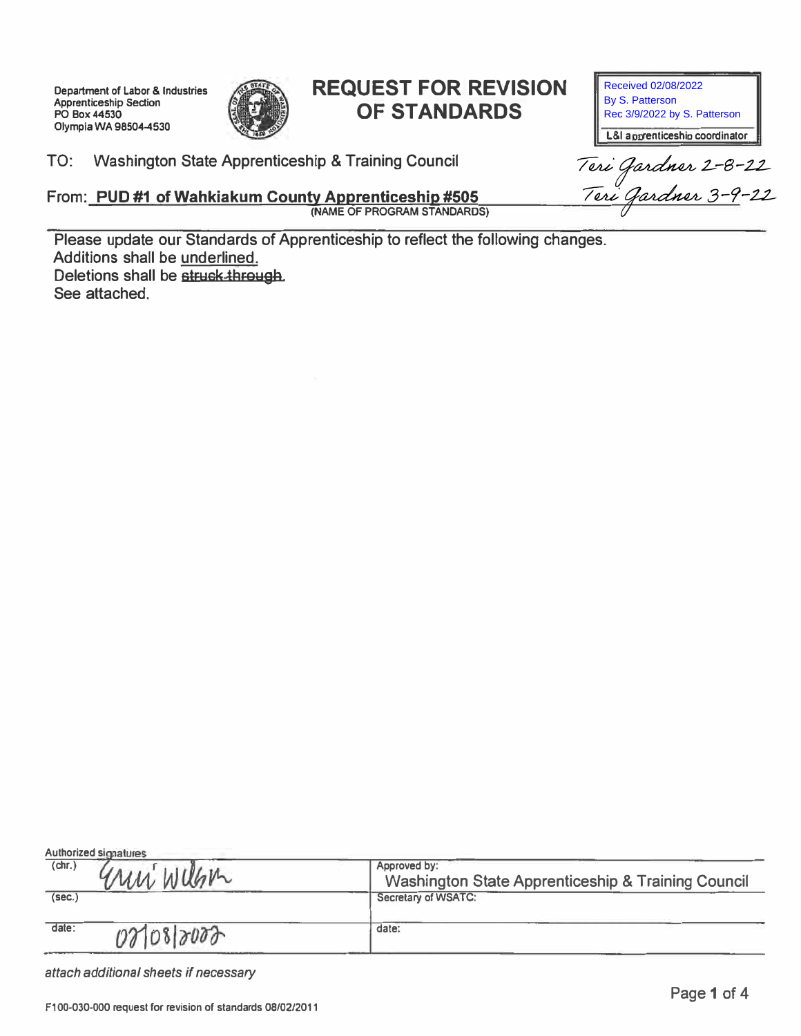Department of Labor & Industries
Apprenticeship Section
PO Box 44530
Olympia WA 98504-4530

# REQUEST FOR REVISION OF STANDARDS

Received 02/08/2022
By S. Patterson
Rec 3/9/2022 by S. Patterson

L&I apprenticeship coordinator

Teri Gardner 2-8-22
Teri Gardner 3-9-22

TO: Washington State Apprenticeship & Training Council

From: **PUD #1 of Wahkiakum County Apprenticeship #505**
(NAME OF PROGRAM STANDARDS)

Please update our Standards of Apprenticeship to reflect the following changes.
Additions shall be <u>underlined.</u>
Deletions shall be ~~struck through.~~
See attached.

Authorized signatures

| | |
|---|---|
| (chr.) Erin Wilson | Approved by: Washington State Apprenticeship & Training Council |
| (sec.) | Secretary of WSATC: |
| date: 02/08/2022 | date: |

*attach additional sheets if necessary*

F100-030-000 request for revision of standards 08/02/2011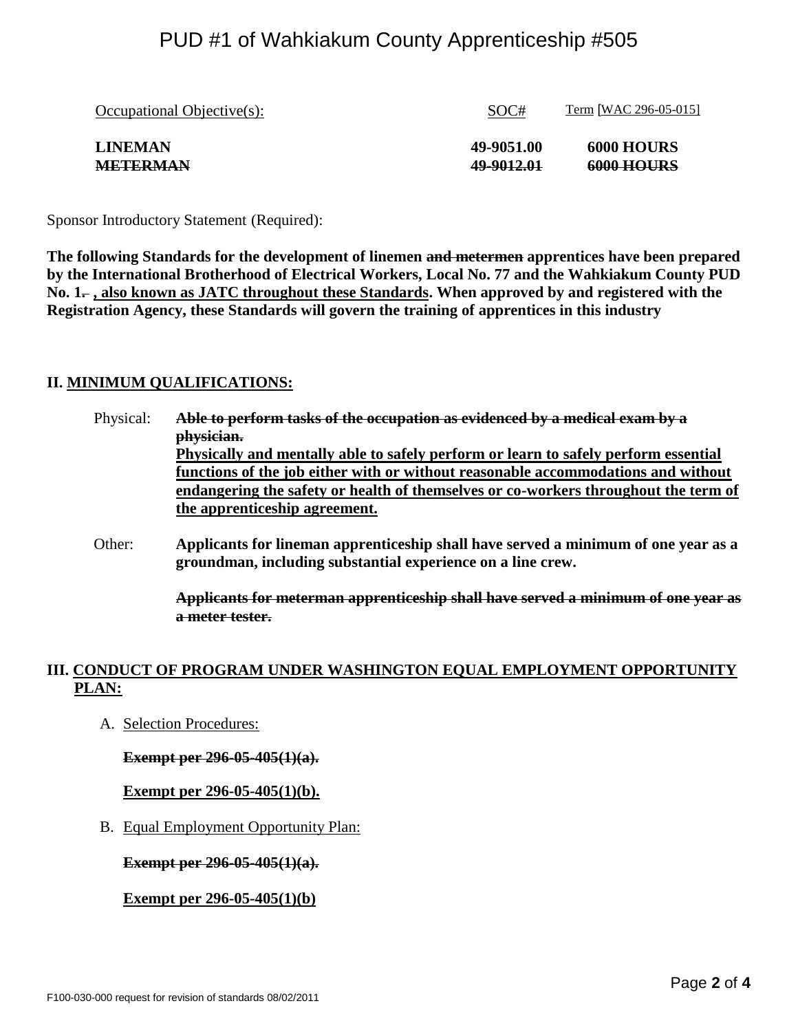PUD #1 of Wahkiakum County Apprenticeship #505

| Occupational Objective(s): | SOC# | Term [WAC 296-05-015] |
| --- | --- | --- |
| **LINEMAN** | **49-9051.00** | **6000 HOURS** |
| ~~**METERMAN**~~ | ~~**49-9012.01**~~ | ~~**6000 HOURS**~~ |

Sponsor Introductory Statement (Required):

**The following Standards for the development of linemen ~~and metermen~~ apprentices have been prepared by the International Brotherhood of Electrical Workers, Local No. 77 and the Wahkiakum County PUD No. 1~~.~~ <u>, also known as JATC throughout these Standards</u>. When approved by and registered with the Registration Agency, these Standards will govern the training of apprentices in this industry**

## II. <u>MINIMUM QUALIFICATIONS:</u>

Physical: ~~**Able to perform tasks of the occupation as evidenced by a medical exam by a physician.**~~
**<u>Physically and mentally able to safely perform or learn to safely perform essential functions of the job either with or without reasonable accommodations and without endangering the safety or health of themselves or co-workers throughout the term of the apprenticeship agreement.</u>**

Other: **Applicants for lineman apprenticeship shall have served a minimum of one year as a groundman, including substantial experience on a line crew.**

~~**Applicants for meterman apprenticeship shall have served a minimum of one year as a meter tester.**~~

## III. <u>CONDUCT OF PROGRAM UNDER WASHINGTON EQUAL EMPLOYMENT OPPORTUNITY PLAN:</u>

A. <u>Selection Procedures:</u>

~~**Exempt per 296-05-405(1)(a).**~~

**<u>Exempt per 296-05-405(1)(b).</u>**

B. <u>Equal Employment Opportunity Plan:</u>

~~**Exempt per 296-05-405(1)(a).**~~

**<u>Exempt per 296-05-405(1)(b)</u>**

F100-030-000 request for revision of standards 08/02/2011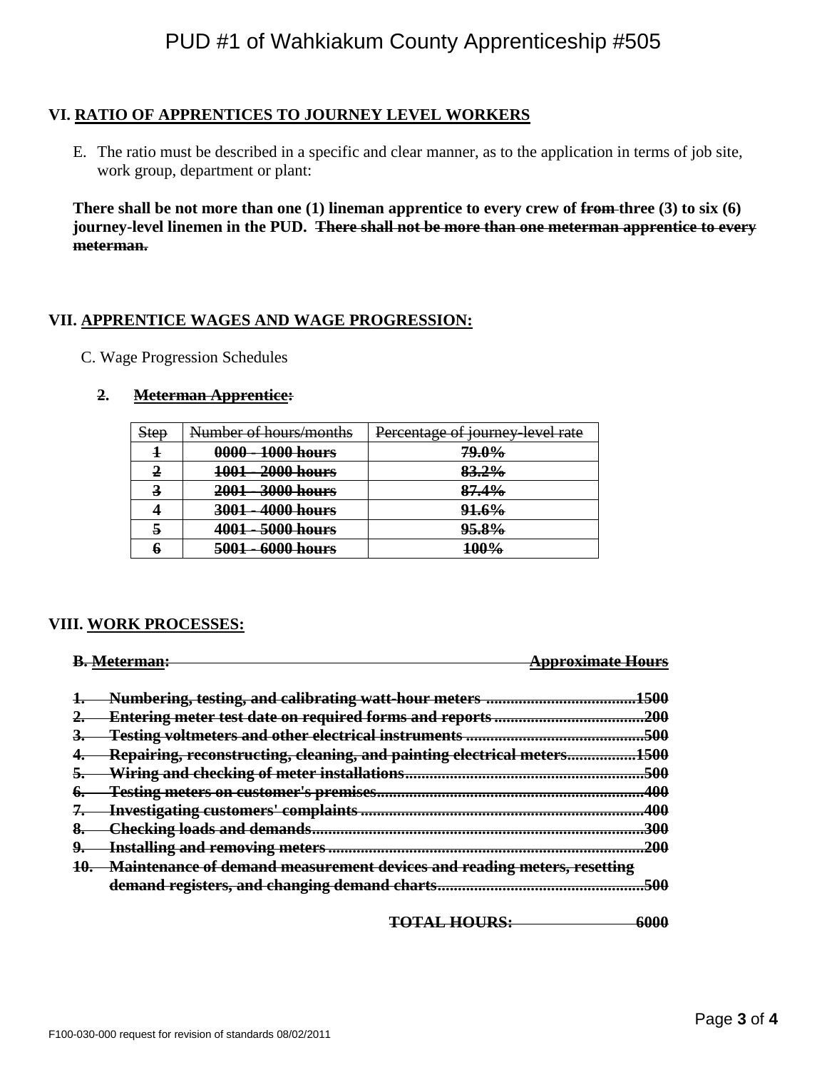# PUD #1 of Wahkiakum County Apprenticeship #505

## VI. RATIO OF APPRENTICES TO JOURNEY LEVEL WORKERS

E. The ratio must be described in a specific and clear manner, as to the application in terms of job site, work group, department or plant:

**There shall be not more than one (1) lineman apprentice to every crew of ~~from~~ three (3) to six (6) journey-level linemen in the PUD. ~~There shall not be more than one meterman apprentice to every meterman.~~**

## VII. APPRENTICE WAGES AND WAGE PROGRESSION:

C. Wage Progression Schedules

**~~2. Meterman Apprentice:~~**

| ~~Step~~ | ~~Number of hours/months~~ | ~~Percentage of journey-level rate~~ |
|---|---|---|
| ~~**1**~~ | ~~**0000 - 1000 hours**~~ | ~~**79.0%**~~ |
| ~~**2**~~ | ~~**1001 - 2000 hours**~~ | ~~**83.2%**~~ |
| ~~**3**~~ | ~~**2001 - 3000 hours**~~ | ~~**87.4%**~~ |
| ~~**4**~~ | ~~**3001 - 4000 hours**~~ | ~~**91.6%**~~ |
| ~~**5**~~ | ~~**4001 - 5000 hours**~~ | ~~**95.8%**~~ |
| ~~**6**~~ | ~~**5001 - 6000 hours**~~ | ~~**100%**~~ |

## VIII. WORK PROCESSES:

**~~B. Meterman:~~** **~~Approximate Hours~~**

1. ~~**Numbering, testing, and calibrating watt-hour meters ....................................1500**~~
2. ~~**Entering meter test date on required forms and reports ....................................200**~~
3. ~~**Testing voltmeters and other electrical instruments ............................................500**~~
4. ~~**Repairing, reconstructing, cleaning, and painting electrical meters.................1500**~~
5. ~~**Wiring and checking of meter installations..........................................................500**~~
6. ~~**Testing meters on customer's premises.................................................................400**~~
7. ~~**Investigating customers' complaints .....................................................................400**~~
8. ~~**Checking loads and demands.................................................................................300**~~
9. ~~**Installing and removing meters .............................................................................200**~~
10. ~~**Maintenance of demand measurement devices and reading meters, resetting demand registers, and changing demand charts...................................................500**~~

~~**TOTAL HOURS: 6000**~~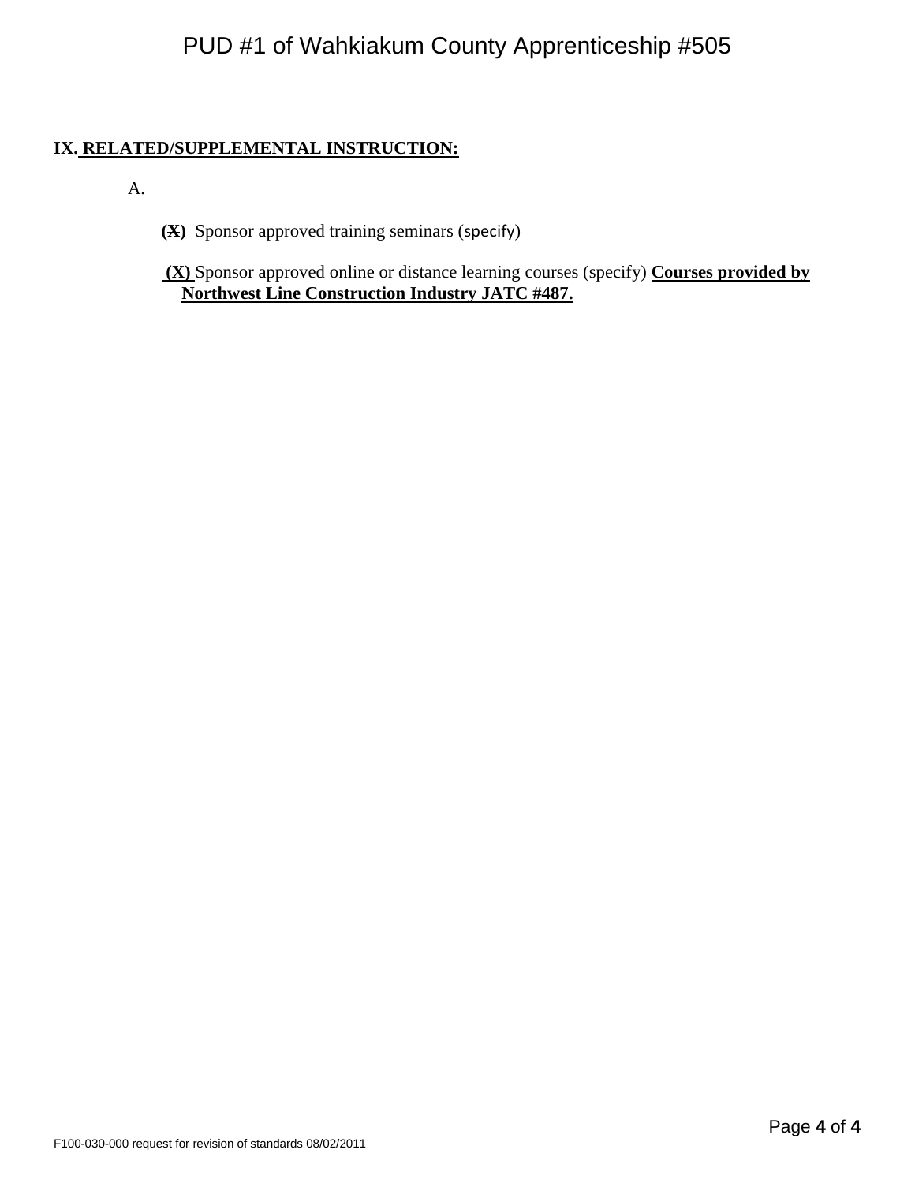**IX. RELATED/SUPPLEMENTAL INSTRUCTION:**

A.

**(~~X~~)** Sponsor approved training seminars (specify)

**(X)** Sponsor approved online or distance learning courses (specify) **Courses provided by Northwest Line Construction Industry JATC #487.**